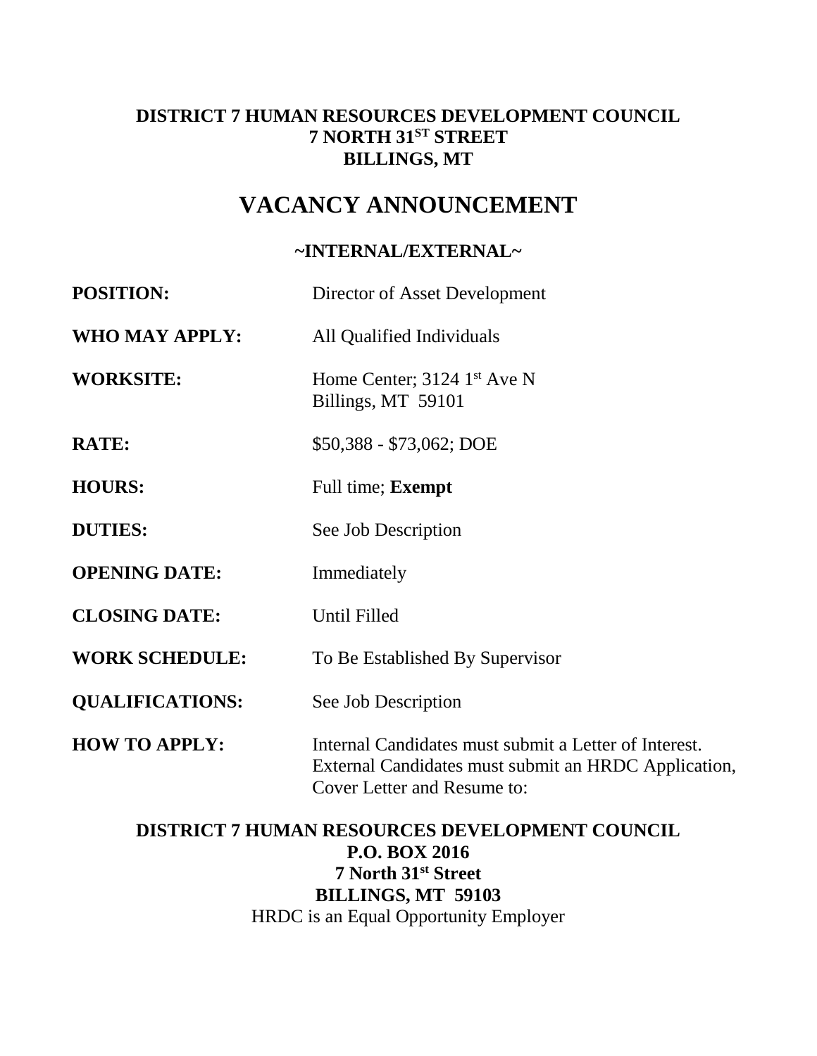**DISTRICT 7 HUMAN RESOURCES DEVELOPMENT COUNCIL**
**7 NORTH 31ST STREET**
**BILLINGS, MT**

# VACANCY ANNOUNCEMENT

**~INTERNAL/EXTERNAL~**

| | |
|---|---|
| **POSITION:** | Director of Asset Development |
| **WHO MAY APPLY:** | All Qualified Individuals |
| **WORKSITE:** | Home Center; 3124 1st Ave N<br>Billings, MT 59101 |
| **RATE:** | $50,388 - $73,062; DOE |
| **HOURS:** | Full time; **Exempt** |
| **DUTIES:** | See Job Description |
| **OPENING DATE:** | Immediately |
| **CLOSING DATE:** | Until Filled |
| **WORK SCHEDULE:** | To Be Established By Supervisor |
| **QUALIFICATIONS:** | See Job Description |
| **HOW TO APPLY:** | Internal Candidates must submit a Letter of Interest. External Candidates must submit an HRDC Application, Cover Letter and Resume to: |

**DISTRICT 7 HUMAN RESOURCES DEVELOPMENT COUNCIL**
**P.O. BOX 2016**
**7 North 31st Street**
**BILLINGS, MT 59103**
HRDC is an Equal Opportunity Employer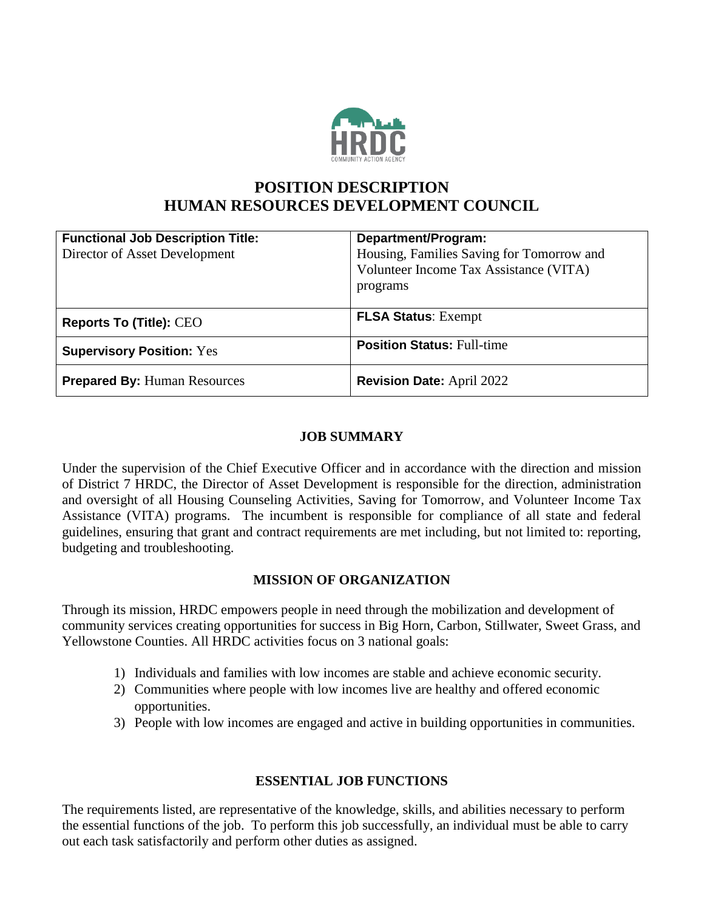# POSITION DESCRIPTION
# HUMAN RESOURCES DEVELOPMENT COUNCIL

| **Functional Job Description Title:** Director of Asset Development | **Department/Program:** Housing, Families Saving for Tomorrow and Volunteer Income Tax Assistance (VITA) programs |
|---|---|
| **Reports To (Title):** CEO | **FLSA Status**: Exempt |
| **Supervisory Position:** Yes | **Position Status:** Full-time |
| **Prepared By:** Human Resources | **Revision Date:** April 2022 |

## JOB SUMMARY

Under the supervision of the Chief Executive Officer and in accordance with the direction and mission of District 7 HRDC, the Director of Asset Development is responsible for the direction, administration and oversight of all Housing Counseling Activities, Saving for Tomorrow, and Volunteer Income Tax Assistance (VITA) programs. The incumbent is responsible for compliance of all state and federal guidelines, ensuring that grant and contract requirements are met including, but not limited to: reporting, budgeting and troubleshooting.

## MISSION OF ORGANIZATION

Through its mission, HRDC empowers people in need through the mobilization and development of community services creating opportunities for success in Big Horn, Carbon, Stillwater, Sweet Grass, and Yellowstone Counties. All HRDC activities focus on 3 national goals:

1) Individuals and families with low incomes are stable and achieve economic security.
2) Communities where people with low incomes live are healthy and offered economic opportunities.
3) People with low incomes are engaged and active in building opportunities in communities.

## ESSENTIAL JOB FUNCTIONS

The requirements listed, are representative of the knowledge, skills, and abilities necessary to perform the essential functions of the job. To perform this job successfully, an individual must be able to carry out each task satisfactorily and perform other duties as assigned.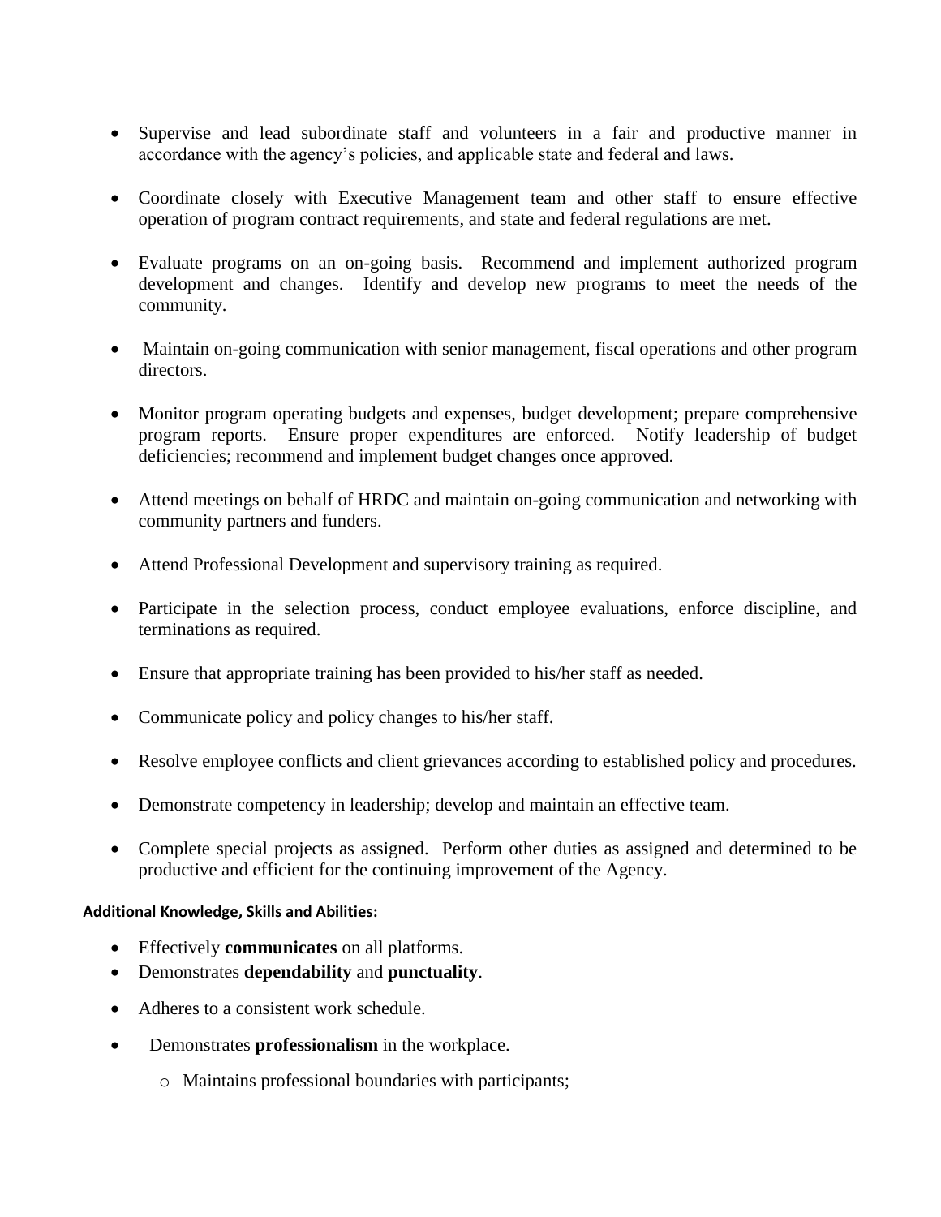- Supervise and lead subordinate staff and volunteers in a fair and productive manner in accordance with the agency's policies, and applicable state and federal and laws.

- Coordinate closely with Executive Management team and other staff to ensure effective operation of program contract requirements, and state and federal regulations are met.

- Evaluate programs on an on-going basis. Recommend and implement authorized program development and changes. Identify and develop new programs to meet the needs of the community.

- Maintain on-going communication with senior management, fiscal operations and other program directors.

- Monitor program operating budgets and expenses, budget development; prepare comprehensive program reports. Ensure proper expenditures are enforced. Notify leadership of budget deficiencies; recommend and implement budget changes once approved.

- Attend meetings on behalf of HRDC and maintain on-going communication and networking with community partners and funders.

- Attend Professional Development and supervisory training as required.

- Participate in the selection process, conduct employee evaluations, enforce discipline, and terminations as required.

- Ensure that appropriate training has been provided to his/her staff as needed.

- Communicate policy and policy changes to his/her staff.

- Resolve employee conflicts and client grievances according to established policy and procedures.

- Demonstrate competency in leadership; develop and maintain an effective team.

- Complete special projects as assigned. Perform other duties as assigned and determined to be productive and efficient for the continuing improvement of the Agency.

**Additional Knowledge, Skills and Abilities:**

- Effectively **communicates** on all platforms.
- Demonstrates **dependability** and **punctuality**.
- Adheres to a consistent work schedule.
- Demonstrates **professionalism** in the workplace.
  - Maintains professional boundaries with participants;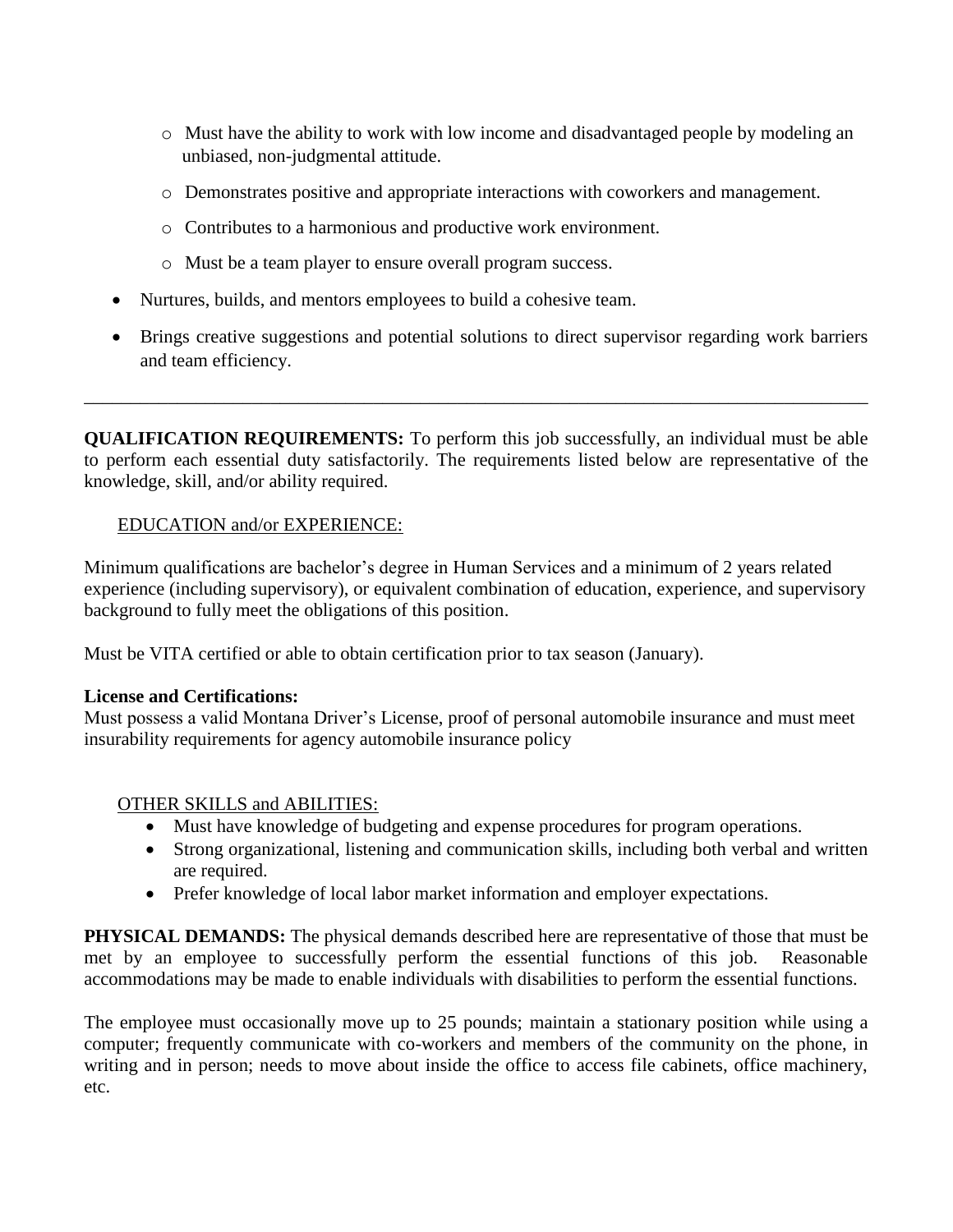- Must have the ability to work with low income and disadvantaged people by modeling an unbiased, non-judgmental attitude.
  - Demonstrates positive and appropriate interactions with coworkers and management.
  - Contributes to a harmonious and productive work environment.
  - Must be a team player to ensure overall program success.
- Nurtures, builds, and mentors employees to build a cohesive team.
- Brings creative suggestions and potential solutions to direct supervisor regarding work barriers and team efficiency.

---

**QUALIFICATION REQUIREMENTS:** To perform this job successfully, an individual must be able to perform each essential duty satisfactorily. The requirements listed below are representative of the knowledge, skill, and/or ability required.

EDUCATION and/or EXPERIENCE:

Minimum qualifications are bachelor's degree in Human Services and a minimum of 2 years related experience (including supervisory), or equivalent combination of education, experience, and supervisory background to fully meet the obligations of this position.

Must be VITA certified or able to obtain certification prior to tax season (January).

**License and Certifications:**
Must possess a valid Montana Driver's License, proof of personal automobile insurance and must meet insurability requirements for agency automobile insurance policy

OTHER SKILLS and ABILITIES:

- Must have knowledge of budgeting and expense procedures for program operations.
- Strong organizational, listening and communication skills, including both verbal and written are required.
- Prefer knowledge of local labor market information and employer expectations.

**PHYSICAL DEMANDS:** The physical demands described here are representative of those that must be met by an employee to successfully perform the essential functions of this job. Reasonable accommodations may be made to enable individuals with disabilities to perform the essential functions.

The employee must occasionally move up to 25 pounds; maintain a stationary position while using a computer; frequently communicate with co-workers and members of the community on the phone, in writing and in person; needs to move about inside the office to access file cabinets, office machinery, etc.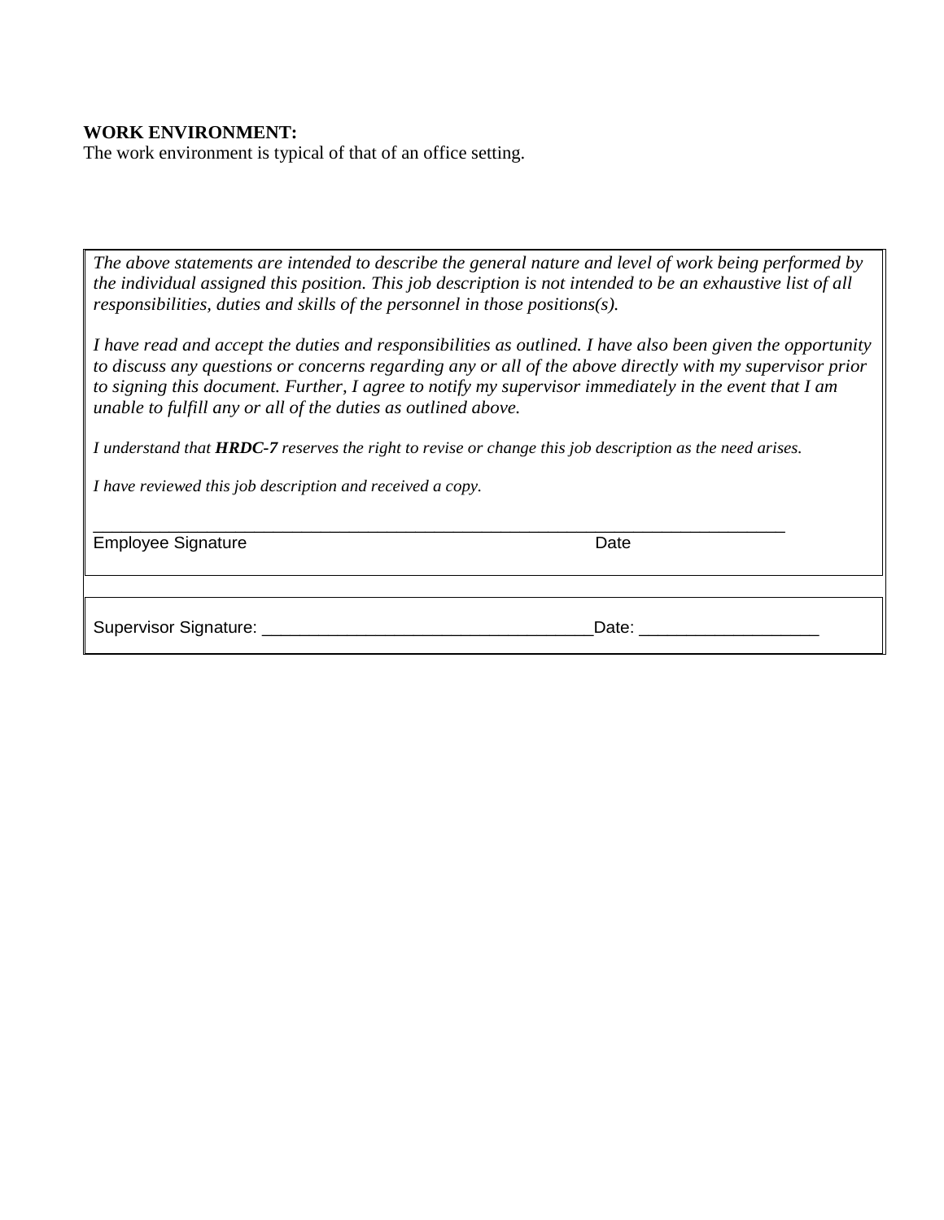**WORK ENVIRONMENT:**
The work environment is typical of that of an office setting.

*The above statements are intended to describe the general nature and level of work being performed by the individual assigned this position. This job description is not intended to be an exhaustive list of all responsibilities, duties and skills of the personnel in those positions(s).*

*I have read and accept the duties and responsibilities as outlined. I have also been given the opportunity to discuss any questions or concerns regarding any or all of the above directly with my supervisor prior to signing this document. Further, I agree to notify my supervisor immediately in the event that I am unable to fulfill any or all of the duties as outlined above.*

*I understand that **HRDC-7** reserves the right to revise or change this job description as the need arises.*

*I have reviewed this job description and received a copy.*

___________________________________________________________________________

Employee Signature                                                    Date

Supervisor Signature: ___________________________________Date: __________________